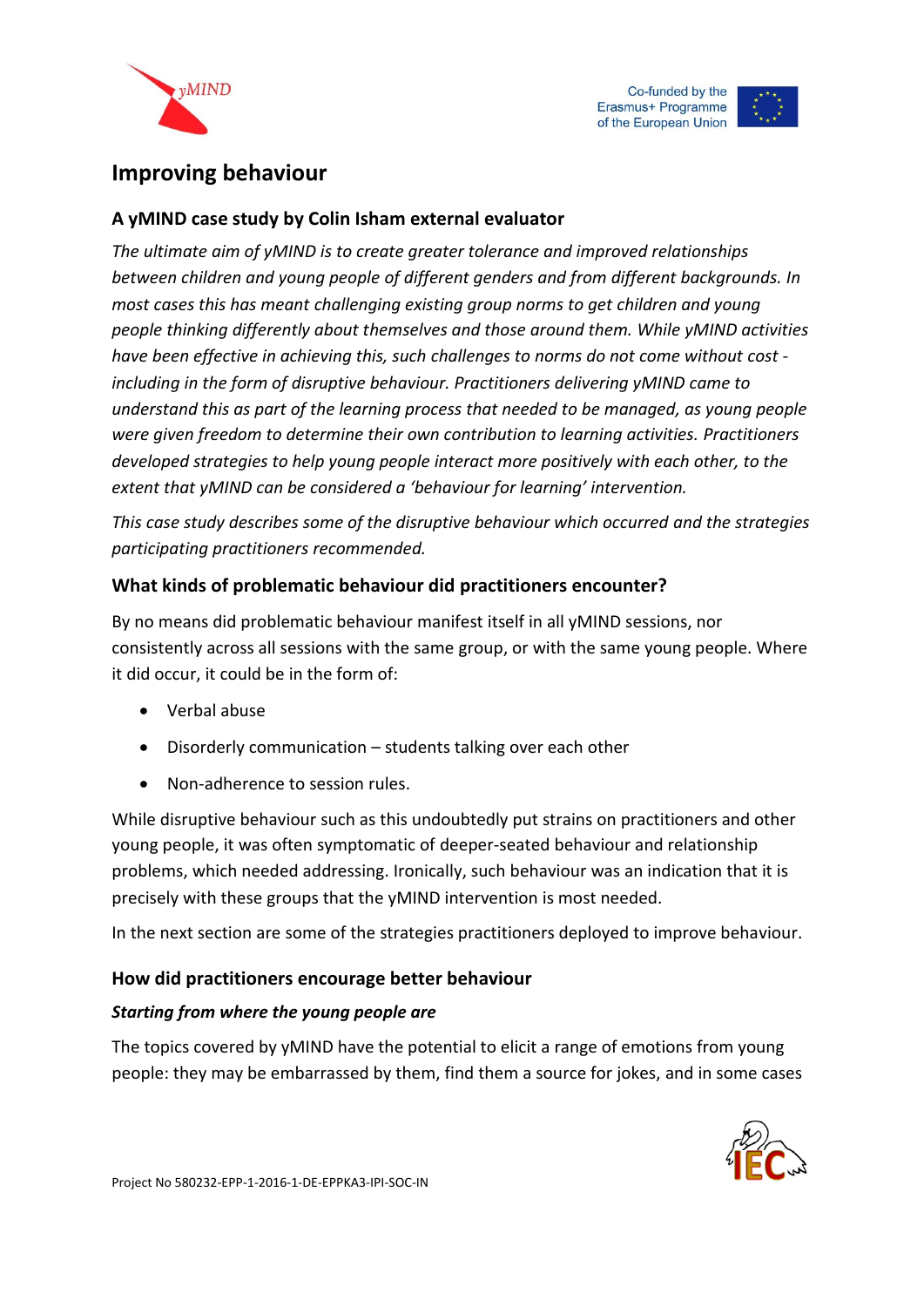# Improving behaviour

## A yMIND case study by Colin Isham external evaluator

*The ultimate aim of yMIND is to create greater tolerance and improved relationships between children and young people of different genders and from different backgrounds. In most cases this has meant challenging existing group norms to get children and young people thinking differently about themselves and those around them. While yMIND activities have been effective in achieving this, such challenges to norms do not come without cost - including in the form of disruptive behaviour. Practitioners delivering yMIND came to understand this as part of the learning process that needed to be managed, as young people were given freedom to determine their own contribution to learning activities. Practitioners developed strategies to help young people interact more positively with each other, to the extent that yMIND can be considered a 'behaviour for learning' intervention.*

*This case study describes some of the disruptive behaviour which occurred and the strategies participating practitioners recommended.*

## What kinds of problematic behaviour did practitioners encounter?

By no means did problematic behaviour manifest itself in all yMIND sessions, nor consistently across all sessions with the same group, or with the same young people. Where it did occur, it could be in the form of:

- Verbal abuse
- Disorderly communication – students talking over each other
- Non-adherence to session rules.

While disruptive behaviour such as this undoubtedly put strains on practitioners and other young people, it was often symptomatic of deeper-seated behaviour and relationship problems, which needed addressing. Ironically, such behaviour was an indication that it is precisely with these groups that the yMIND intervention is most needed.

In the next section are some of the strategies practitioners deployed to improve behaviour.

## How did practitioners encourage better behaviour

### *Starting from where the young people are*

The topics covered by yMIND have the potential to elicit a range of emotions from young people: they may be embarrassed by them, find them a source for jokes, and in some cases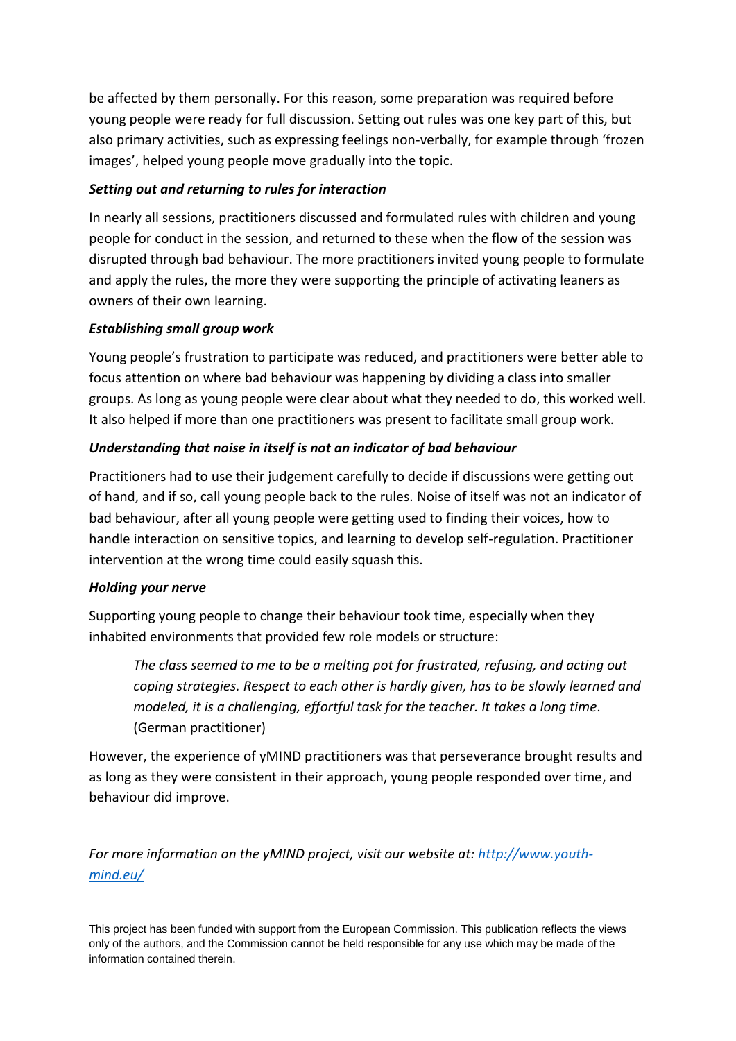be affected by them personally. For this reason, some preparation was required before young people were ready for full discussion. Setting out rules was one key part of this, but also primary activities, such as expressing feelings non-verbally, for example through 'frozen images', helped young people move gradually into the topic.

***Setting out and returning to rules for interaction***

In nearly all sessions, practitioners discussed and formulated rules with children and young people for conduct in the session, and returned to these when the flow of the session was disrupted through bad behaviour. The more practitioners invited young people to formulate and apply the rules, the more they were supporting the principle of activating leaners as owners of their own learning.

***Establishing small group work***

Young people's frustration to participate was reduced, and practitioners were better able to focus attention on where bad behaviour was happening by dividing a class into smaller groups. As long as young people were clear about what they needed to do, this worked well. It also helped if more than one practitioners was present to facilitate small group work.

***Understanding that noise in itself is not an indicator of bad behaviour***

Practitioners had to use their judgement carefully to decide if discussions were getting out of hand, and if so, call young people back to the rules. Noise of itself was not an indicator of bad behaviour, after all young people were getting used to finding their voices, how to handle interaction on sensitive topics, and learning to develop self-regulation. Practitioner intervention at the wrong time could easily squash this.

***Holding your nerve***

Supporting young people to change their behaviour took time, especially when they inhabited environments that provided few role models or structure:

> *The class seemed to me to be a melting pot for frustrated, refusing, and acting out coping strategies. Respect to each other is hardly given, has to be slowly learned and modeled, it is a challenging, effortful task for the teacher. It takes a long time.* (German practitioner)

However, the experience of yMIND practitioners was that perseverance brought results and as long as they were consistent in their approach, young people responded over time, and behaviour did improve.

*For more information on the yMIND project, visit our website at: [http://www.youth-mind.eu/](http://www.youth-mind.eu/)*

This project has been funded with support from the European Commission. This publication reflects the views only of the authors, and the Commission cannot be held responsible for any use which may be made of the information contained therein.